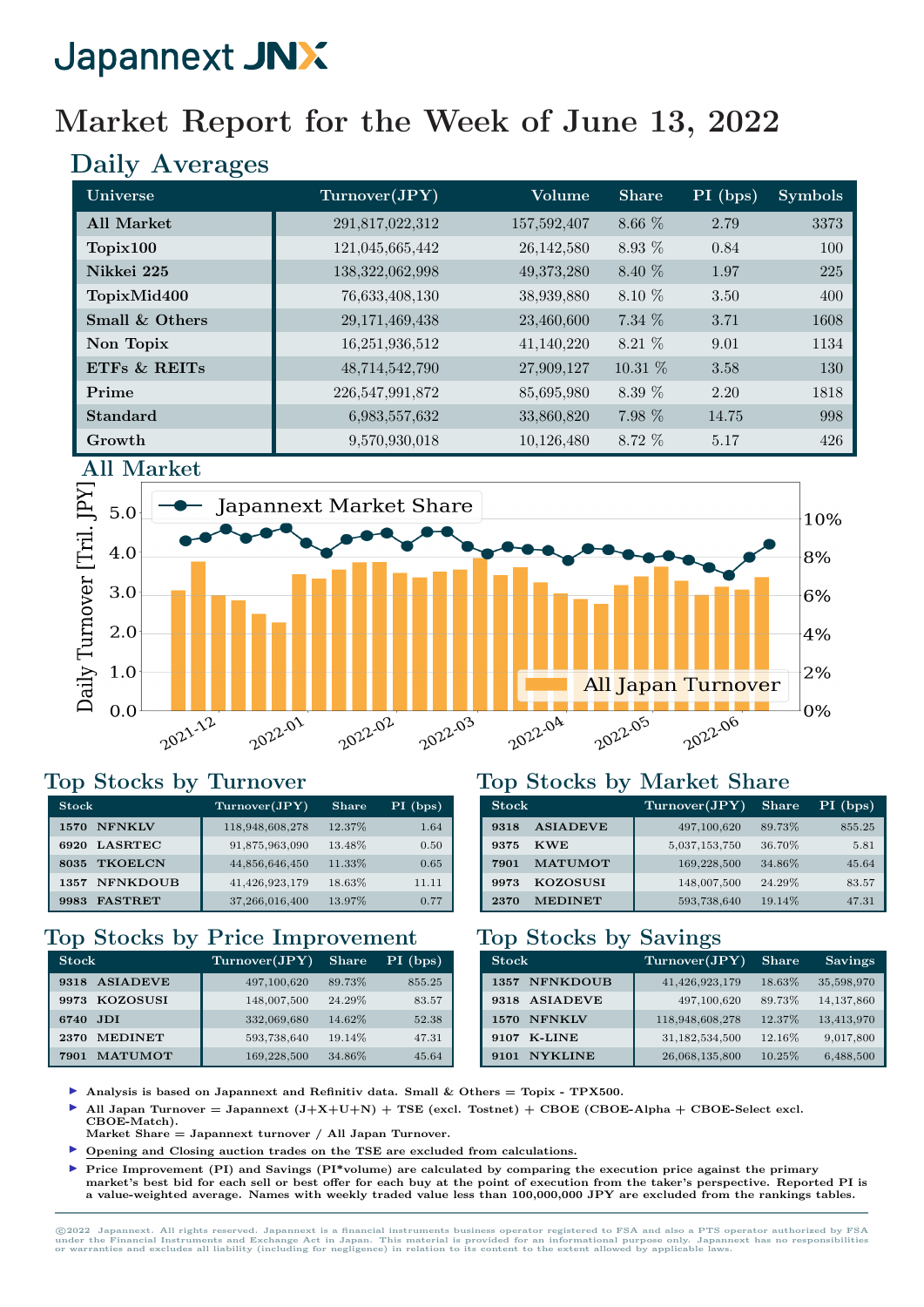Japannext JNX

# Market Report for the Week of June 13, 2022

## Daily Averages

| Universe | Turnover(JPY) | Volume | Share | PI (bps) | Symbols |
|---|---|---|---|---|---|
| All Market | 291,817,022,312 | 157,592,407 | 8.66 % | 2.79 | 3373 |
| Topix100 | 121,045,665,442 | 26,142,580 | 8.93 % | 0.84 | 100 |
| Nikkei 225 | 138,322,062,998 | 49,373,280 | 8.40 % | 1.97 | 225 |
| TopixMid400 | 76,633,408,130 | 38,939,880 | 8.10 % | 3.50 | 400 |
| Small & Others | 29,171,469,438 | 23,460,600 | 7.34 % | 3.71 | 1608 |
| Non Topix | 16,251,936,512 | 41,140,220 | 8.21 % | 9.01 | 1134 |
| ETFs & REITs | 48,714,542,790 | 27,909,127 | 10.31 % | 3.58 | 130 |
| Prime | 226,547,991,872 | 85,695,980 | 8.39 % | 2.20 | 1818 |
| Standard | 6,983,557,632 | 33,860,820 | 7.98 % | 14.75 | 998 |
| Growth | 9,570,930,018 | 10,126,480 | 8.72 % | 5.17 | 426 |

## All Market

## Top Stocks by Turnover

| Stock | Turnover(JPY) | Share | PI (bps) |
|---|---|---|---|
| 1570 NFNKLV | 118,948,608,278 | 12.37% | 1.64 |
| 6920 LASRTEC | 91,875,963,090 | 13.48% | 0.50 |
| 8035 TKOELCN | 44,856,646,450 | 11.33% | 0.65 |
| 1357 NFNKDOUB | 41,426,923,179 | 18.63% | 11.11 |
| 9983 FASTRET | 37,266,016,400 | 13.97% | 0.77 |

## Top Stocks by Market Share

| Stock | Turnover(JPY) | Share | PI (bps) |
|---|---|---|---|
| 9318 ASIADEVE | 497,100,620 | 89.73% | 855.25 |
| 9375 KWE | 5,037,153,750 | 36.70% | 5.81 |
| 7901 MATUMOT | 169,228,500 | 34.86% | 45.64 |
| 9973 KOZOSUSI | 148,007,500 | 24.29% | 83.57 |
| 2370 MEDINET | 593,738,640 | 19.14% | 47.31 |

## Top Stocks by Price Improvement

| Stock | Turnover(JPY) | Share | PI (bps) |
|---|---|---|---|
| 9318 ASIADEVE | 497,100,620 | 89.73% | 855.25 |
| 9973 KOZOSUSI | 148,007,500 | 24.29% | 83.57 |
| 6740 JDI | 332,069,680 | 14.62% | 52.38 |
| 2370 MEDINET | 593,738,640 | 19.14% | 47.31 |
| 7901 MATUMOT | 169,228,500 | 34.86% | 45.64 |

## Top Stocks by Savings

| Stock | Turnover(JPY) | Share | Savings |
|---|---|---|---|
| 1357 NFNKDOUB | 41,426,923,179 | 18.63% | 35,598,970 |
| 9318 ASIADEVE | 497,100,620 | 89.73% | 14,137,860 |
| 1570 NFNKLV | 118,948,608,278 | 12.37% | 13,413,970 |
| 9107 K-LINE | 31,182,534,500 | 12.16% | 9,017,800 |
| 9101 NYKLINE | 26,068,135,800 | 10.25% | 6,488,500 |

- Analysis is based on Japannext and Refinitiv data. Small & Others = Topix - TPX500.
- All Japan Turnover = Japannext (J+X+U+N) + TSE (excl. Tostnet) + CBOE (CBOE-Alpha + CBOE-Select excl. CBOE-Match).
  Market Share = Japannext turnover / All Japan Turnover.
- Opening and Closing auction trades on the TSE are excluded from calculations.
- Price Improvement (PI) and Savings (PI*volume) are calculated by comparing the execution price against the primary market's best bid for each sell or best offer for each buy at the point of execution from the taker's perspective. Reported PI is a value-weighted average. Names with weekly traded value less than 100,000,000 JPY are excluded from the rankings tables.

©2022 Japannext. All rights reserved. Japannext is a financial instruments business operator registered to FSA and also a PTS operator authorized by FSA under the Financial Instruments and Exchange Act in Japan. This material is provided for an informational purpose only. Japannext has no responsibilities or warranties and excludes all liability (including for negligence) in relation to its content to the extent allowed by applicable laws.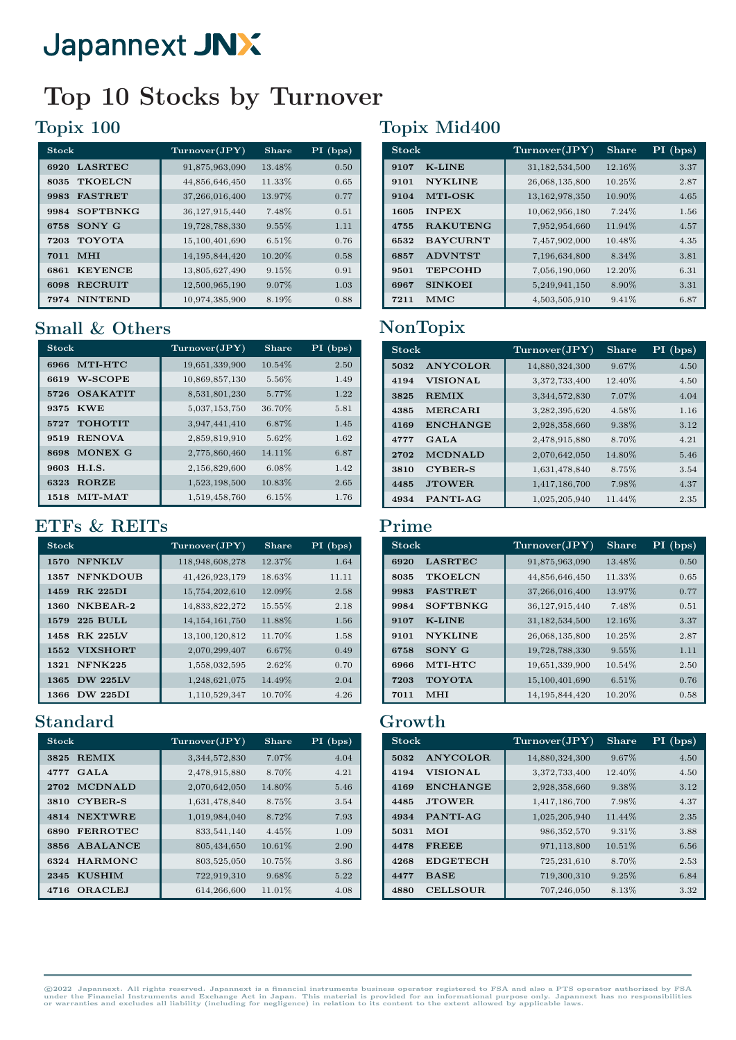# Japannext JNX

# Top 10 Stocks by Turnover

## Topix 100

| Stock | | Turnover(JPY) | Share | PI (bps) |
|---|---|---|---|---|
| 6920 | LASRTEC | 91,875,963,090 | 13.48% | 0.50 |
| 8035 | TKOELCN | 44,856,646,450 | 11.33% | 0.65 |
| 9983 | FASTRET | 37,266,016,400 | 13.97% | 0.77 |
| 9984 | SOFTBNKG | 36,127,915,440 | 7.48% | 0.51 |
| 6758 | SONY G | 19,728,788,330 | 9.55% | 1.11 |
| 7203 | TOYOTA | 15,100,401,690 | 6.51% | 0.76 |
| 7011 | MHI | 14,195,844,420 | 10.20% | 0.58 |
| 6861 | KEYENCE | 13,805,627,490 | 9.15% | 0.91 |
| 6098 | RECRUIT | 12,500,965,190 | 9.07% | 1.03 |
| 7974 | NINTEND | 10,974,385,900 | 8.19% | 0.88 |

## Topix Mid400

| Stock | | Turnover(JPY) | Share | PI (bps) |
|---|---|---|---|---|
| 9107 | K-LINE | 31,182,534,500 | 12.16% | 3.37 |
| 9101 | NYKLINE | 26,068,135,800 | 10.25% | 2.87 |
| 9104 | MTI-OSK | 13,162,978,350 | 10.90% | 4.65 |
| 1605 | INPEX | 10,062,956,180 | 7.24% | 1.56 |
| 4755 | RAKUTENG | 7,952,954,660 | 11.94% | 4.57 |
| 6532 | BAYCURNT | 7,457,902,000 | 10.48% | 4.35 |
| 6857 | ADVNTST | 7,196,634,800 | 8.34% | 3.81 |
| 9501 | TEPCOHD | 7,056,190,060 | 12.20% | 6.31 |
| 6967 | SINKOEI | 5,249,941,150 | 8.90% | 3.31 |
| 7211 | MMC | 4,503,505,910 | 9.41% | 6.87 |

## Small & Others

| Stock | | Turnover(JPY) | Share | PI (bps) |
|---|---|---|---|---|
| 6966 | MTI-HTC | 19,651,339,900 | 10.54% | 2.50 |
| 6619 | W-SCOPE | 10,869,857,130 | 5.56% | 1.49 |
| 5726 | OSAKATIT | 8,531,801,230 | 5.77% | 1.22 |
| 9375 | KWE | 5,037,153,750 | 36.70% | 5.81 |
| 5727 | TOHOTIT | 3,947,441,410 | 6.87% | 1.45 |
| 9519 | RENOVA | 2,859,819,910 | 5.62% | 1.62 |
| 8698 | MONEX G | 2,775,860,460 | 14.11% | 6.87 |
| 9603 | H.I.S. | 2,156,829,600 | 6.08% | 1.42 |
| 6323 | RORZE | 1,523,198,500 | 10.83% | 2.65 |
| 1518 | MIT-MAT | 1,519,458,760 | 6.15% | 1.76 |

## NonTopix

| Stock | | Turnover(JPY) | Share | PI (bps) |
|---|---|---|---|---|
| 5032 | ANYCOLOR | 14,880,324,300 | 9.67% | 4.50 |
| 4194 | VISIONAL | 3,372,733,400 | 12.40% | 4.50 |
| 3825 | REMIX | 3,344,572,830 | 7.07% | 4.04 |
| 4385 | MERCARI | 3,282,395,620 | 4.58% | 1.16 |
| 4169 | ENCHANGE | 2,928,358,660 | 9.38% | 3.12 |
| 4777 | GALA | 2,478,915,880 | 8.70% | 4.21 |
| 2702 | MCDNALD | 2,070,642,050 | 14.80% | 5.46 |
| 3810 | CYBER-S | 1,631,478,840 | 8.75% | 3.54 |
| 4485 | JTOWER | 1,417,186,700 | 7.98% | 4.37 |
| 4934 | PANTI-AG | 1,025,205,940 | 11.44% | 2.35 |

## ETFs & REITs

| Stock | | Turnover(JPY) | Share | PI (bps) |
|---|---|---|---|---|
| 1570 | NFNKLV | 118,948,608,278 | 12.37% | 1.64 |
| 1357 | NFNKDOUB | 41,426,923,179 | 18.63% | 11.11 |
| 1459 | RK 225DI | 15,754,202,610 | 12.09% | 2.58 |
| 1360 | NKBEAR-2 | 14,833,822,272 | 15.55% | 2.18 |
| 1579 | 225 BULL | 14,154,161,750 | 11.88% | 1.56 |
| 1458 | RK 225LV | 13,100,120,812 | 11.70% | 1.58 |
| 1552 | VIXSHORT | 2,070,299,407 | 6.67% | 0.49 |
| 1321 | NFNK225 | 1,558,032,595 | 2.62% | 0.70 |
| 1365 | DW 225LV | 1,248,621,075 | 14.49% | 2.04 |
| 1366 | DW 225DI | 1,110,529,347 | 10.70% | 4.26 |

## Prime

| Stock | | Turnover(JPY) | Share | PI (bps) |
|---|---|---|---|---|
| 6920 | LASRTEC | 91,875,963,090 | 13.48% | 0.50 |
| 8035 | TKOELCN | 44,856,646,450 | 11.33% | 0.65 |
| 9983 | FASTRET | 37,266,016,400 | 13.97% | 0.77 |
| 9984 | SOFTBNKG | 36,127,915,440 | 7.48% | 0.51 |
| 9107 | K-LINE | 31,182,534,500 | 12.16% | 3.37 |
| 9101 | NYKLINE | 26,068,135,800 | 10.25% | 2.87 |
| 6758 | SONY G | 19,728,788,330 | 9.55% | 1.11 |
| 6966 | MTI-HTC | 19,651,339,900 | 10.54% | 2.50 |
| 7203 | TOYOTA | 15,100,401,690 | 6.51% | 0.76 |
| 7011 | MHI | 14,195,844,420 | 10.20% | 0.58 |

## Standard

| Stock | | Turnover(JPY) | Share | PI (bps) |
|---|---|---|---|---|
| 3825 | REMIX | 3,344,572,830 | 7.07% | 4.04 |
| 4777 | GALA | 2,478,915,880 | 8.70% | 4.21 |
| 2702 | MCDNALD | 2,070,642,050 | 14.80% | 5.46 |
| 3810 | CYBER-S | 1,631,478,840 | 8.75% | 3.54 |
| 4814 | NEXTWRE | 1,019,984,040 | 8.72% | 7.93 |
| 6890 | FERROTEC | 833,541,140 | 4.45% | 1.09 |
| 3856 | ABALANCE | 805,434,650 | 10.61% | 2.90 |
| 6324 | HARMONC | 803,525,050 | 10.75% | 3.86 |
| 2345 | KUSHIM | 722,919,310 | 9.68% | 5.22 |
| 4716 | ORACLEJ | 614,266,600 | 11.01% | 4.08 |

## Growth

| Stock | | Turnover(JPY) | Share | PI (bps) |
|---|---|---|---|---|
| 5032 | ANYCOLOR | 14,880,324,300 | 9.67% | 4.50 |
| 4194 | VISIONAL | 3,372,733,400 | 12.40% | 4.50 |
| 4169 | ENCHANGE | 2,928,358,660 | 9.38% | 3.12 |
| 4485 | JTOWER | 1,417,186,700 | 7.98% | 4.37 |
| 4934 | PANTI-AG | 1,025,205,940 | 11.44% | 2.35 |
| 5031 | MOI | 986,352,570 | 9.31% | 3.88 |
| 4478 | FREEE | 971,113,800 | 10.51% | 6.56 |
| 4268 | EDGETECH | 725,231,610 | 8.70% | 2.53 |
| 4477 | BASE | 719,300,310 | 9.25% | 6.84 |
| 4880 | CELLSOUR | 707,246,050 | 8.13% | 3.32 |

©2022 Japannext. All rights reserved. Japannext is a financial instruments business operator registered to FSA and also a PTS operator authorized by FSA under the Financial Instruments and Exchange Act in Japan. This material is provided for an informational purpose only. Japannext has no responsibilities or warranties and excludes all liability (including for negligence) in relation to its content to the extent allowed by applicable laws.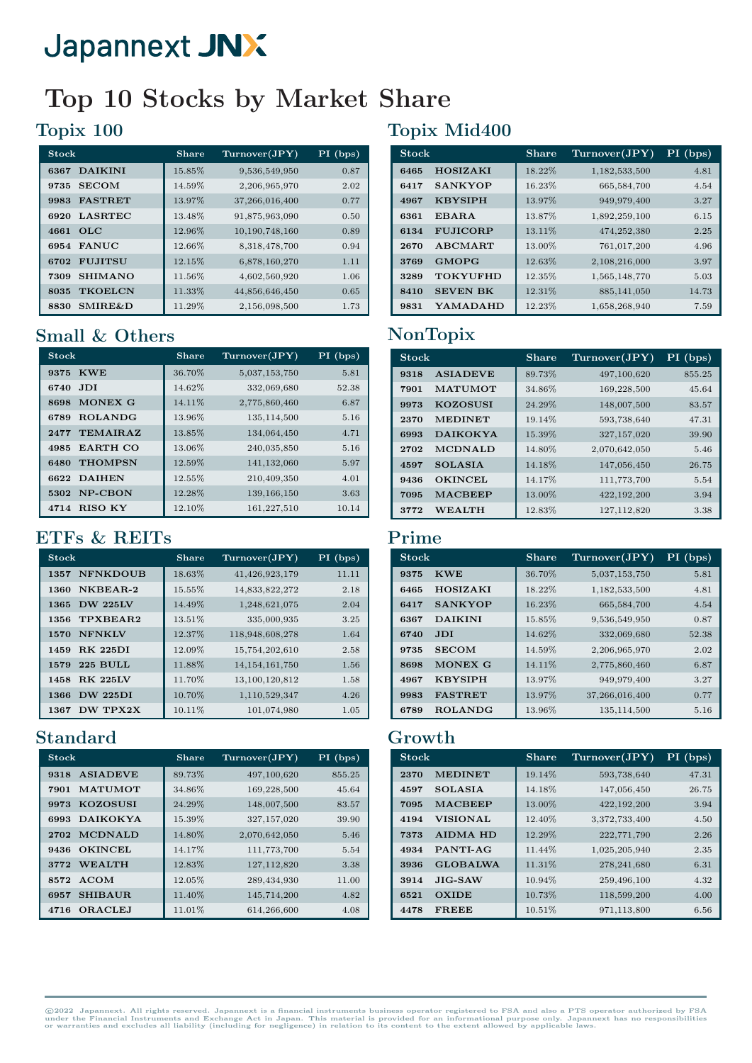# Japannext JNX

# Top 10 Stocks by Market Share

## Topix 100

| Stock | Share | Turnover(JPY) | PI (bps) |
|---|---|---|---|
| 6367 DAIKINI | 15.85% | 9,536,549,950 | 0.87 |
| 9735 SECOM | 14.59% | 2,206,965,970 | 2.02 |
| 9983 FASTRET | 13.97% | 37,266,016,400 | 0.77 |
| 6920 LASRTEC | 13.48% | 91,875,963,090 | 0.50 |
| 4661 OLC | 12.96% | 10,190,748,160 | 0.89 |
| 6954 FANUC | 12.66% | 8,318,478,700 | 0.94 |
| 6702 FUJITSU | 12.15% | 6,878,160,270 | 1.11 |
| 7309 SHIMANO | 11.56% | 4,602,560,920 | 1.06 |
| 8035 TKOELCN | 11.33% | 44,856,646,450 | 0.65 |
| 8830 SMIRE&D | 11.29% | 2,156,098,500 | 1.73 |

## Topix Mid400

| Stock | Share | Turnover(JPY) | PI (bps) |
|---|---|---|---|
| 6465 HOSIZAKI | 18.22% | 1,182,533,500 | 4.81 |
| 6417 SANKYOP | 16.23% | 665,584,700 | 4.54 |
| 4967 KBYSIPH | 13.97% | 949,979,400 | 3.27 |
| 6361 EBARA | 13.87% | 1,892,259,100 | 6.15 |
| 6134 FUJICORP | 13.11% | 474,252,380 | 2.25 |
| 2670 ABCMART | 13.00% | 761,017,200 | 4.96 |
| 3769 GMOPG | 12.63% | 2,108,216,000 | 3.97 |
| 3289 TOKYUFHD | 12.35% | 1,565,148,770 | 5.03 |
| 8410 SEVEN BK | 12.31% | 885,141,050 | 14.73 |
| 9831 YAMADAHD | 12.23% | 1,658,268,940 | 7.59 |

## Small & Others

| Stock | Share | Turnover(JPY) | PI (bps) |
|---|---|---|---|
| 9375 KWE | 36.70% | 5,037,153,750 | 5.81 |
| 6740 JDI | 14.62% | 332,069,680 | 52.38 |
| 8698 MONEX G | 14.11% | 2,775,860,460 | 6.87 |
| 6789 ROLANDG | 13.96% | 135,114,500 | 5.16 |
| 2477 TEMAIRAZ | 13.85% | 134,064,450 | 4.71 |
| 4985 EARTH CO | 13.06% | 240,035,850 | 5.16 |
| 6480 THOMPSN | 12.59% | 141,132,060 | 5.97 |
| 6622 DAIHEN | 12.55% | 210,409,350 | 4.01 |
| 5302 NP-CBON | 12.28% | 139,166,150 | 3.63 |
| 4714 RISO KY | 12.10% | 161,227,510 | 10.14 |

## NonTopix

| Stock | Share | Turnover(JPY) | PI (bps) |
|---|---|---|---|
| 9318 ASIADEVE | 89.73% | 497,100,620 | 855.25 |
| 7901 MATUMOT | 34.86% | 169,228,500 | 45.64 |
| 9973 KOZOSUSI | 24.29% | 148,007,500 | 83.57 |
| 2370 MEDINET | 19.14% | 593,738,640 | 47.31 |
| 6993 DAIKOKYA | 15.39% | 327,157,020 | 39.90 |
| 2702 MCDNALD | 14.80% | 2,070,642,050 | 5.46 |
| 4597 SOLASIA | 14.18% | 147,056,450 | 26.75 |
| 9436 OKINCEL | 14.17% | 111,773,700 | 5.54 |
| 7095 MACBEEP | 13.00% | 422,192,200 | 3.94 |
| 3772 WEALTH | 12.83% | 127,112,820 | 3.38 |

## ETFs & REITs

| Stock | Share | Turnover(JPY) | PI (bps) |
|---|---|---|---|
| 1357 NFNKDOUB | 18.63% | 41,426,923,179 | 11.11 |
| 1360 NKBEAR-2 | 15.55% | 14,833,822,272 | 2.18 |
| 1365 DW 225LV | 14.49% | 1,248,621,075 | 2.04 |
| 1356 TPXBEAR2 | 13.51% | 335,000,935 | 3.25 |
| 1570 NFNKLV | 12.37% | 118,948,608,278 | 1.64 |
| 1459 RK 225DI | 12.09% | 15,754,202,610 | 2.58 |
| 1579 225 BULL | 11.88% | 14,154,161,750 | 1.56 |
| 1458 RK 225LV | 11.70% | 13,100,120,812 | 1.58 |
| 1366 DW 225DI | 10.70% | 1,110,529,347 | 4.26 |
| 1367 DW TPX2X | 10.11% | 101,074,980 | 1.05 |

## Prime

| Stock | Share | Turnover(JPY) | PI (bps) |
|---|---|---|---|
| 9375 KWE | 36.70% | 5,037,153,750 | 5.81 |
| 6465 HOSIZAKI | 18.22% | 1,182,533,500 | 4.81 |
| 6417 SANKYOP | 16.23% | 665,584,700 | 4.54 |
| 6367 DAIKINI | 15.85% | 9,536,549,950 | 0.87 |
| 6740 JDI | 14.62% | 332,069,680 | 52.38 |
| 9735 SECOM | 14.59% | 2,206,965,970 | 2.02 |
| 8698 MONEX G | 14.11% | 2,775,860,460 | 6.87 |
| 4967 KBYSIPH | 13.97% | 949,979,400 | 3.27 |
| 9983 FASTRET | 13.97% | 37,266,016,400 | 0.77 |
| 6789 ROLANDG | 13.96% | 135,114,500 | 5.16 |

## Standard

| Stock | Share | Turnover(JPY) | PI (bps) |
|---|---|---|---|
| 9318 ASIADEVE | 89.73% | 497,100,620 | 855.25 |
| 7901 MATUMOT | 34.86% | 169,228,500 | 45.64 |
| 9973 KOZOSUSI | 24.29% | 148,007,500 | 83.57 |
| 6993 DAIKOKYA | 15.39% | 327,157,020 | 39.90 |
| 2702 MCDNALD | 14.80% | 2,070,642,050 | 5.46 |
| 9436 OKINCEL | 14.17% | 111,773,700 | 5.54 |
| 3772 WEALTH | 12.83% | 127,112,820 | 3.38 |
| 8572 ACOM | 12.05% | 289,434,930 | 11.00 |
| 6957 SHIBAUR | 11.40% | 145,714,200 | 4.82 |
| 4716 ORACLEJ | 11.01% | 614,266,600 | 4.08 |

## Growth

| Stock | Share | Turnover(JPY) | PI (bps) |
|---|---|---|---|
| 2370 MEDINET | 19.14% | 593,738,640 | 47.31 |
| 4597 SOLASIA | 14.18% | 147,056,450 | 26.75 |
| 7095 MACBEEP | 13.00% | 422,192,200 | 3.94 |
| 4194 VISIONAL | 12.40% | 3,372,733,400 | 4.50 |
| 7373 AIDMA HD | 12.29% | 222,771,790 | 2.26 |
| 4934 PANTI-AG | 11.44% | 1,025,205,940 | 2.35 |
| 3936 GLOBALWA | 11.31% | 278,241,680 | 6.31 |
| 3914 JIG-SAW | 10.94% | 259,496,100 | 4.32 |
| 6521 OXIDE | 10.73% | 118,599,200 | 4.00 |
| 4478 FREEE | 10.51% | 971,113,800 | 6.56 |

©2022 Japannext. All rights reserved. Japannext is a financial instruments business operator registered to FSA and also a PTS operator authorized by FSA under the Financial Instruments and Exchange Act in Japan. This material is provided for an informational purpose only. Japannext has no responsibilities or warranties and excludes all liability (including for negligence) in relation to its content to the extent allowed by applicable laws.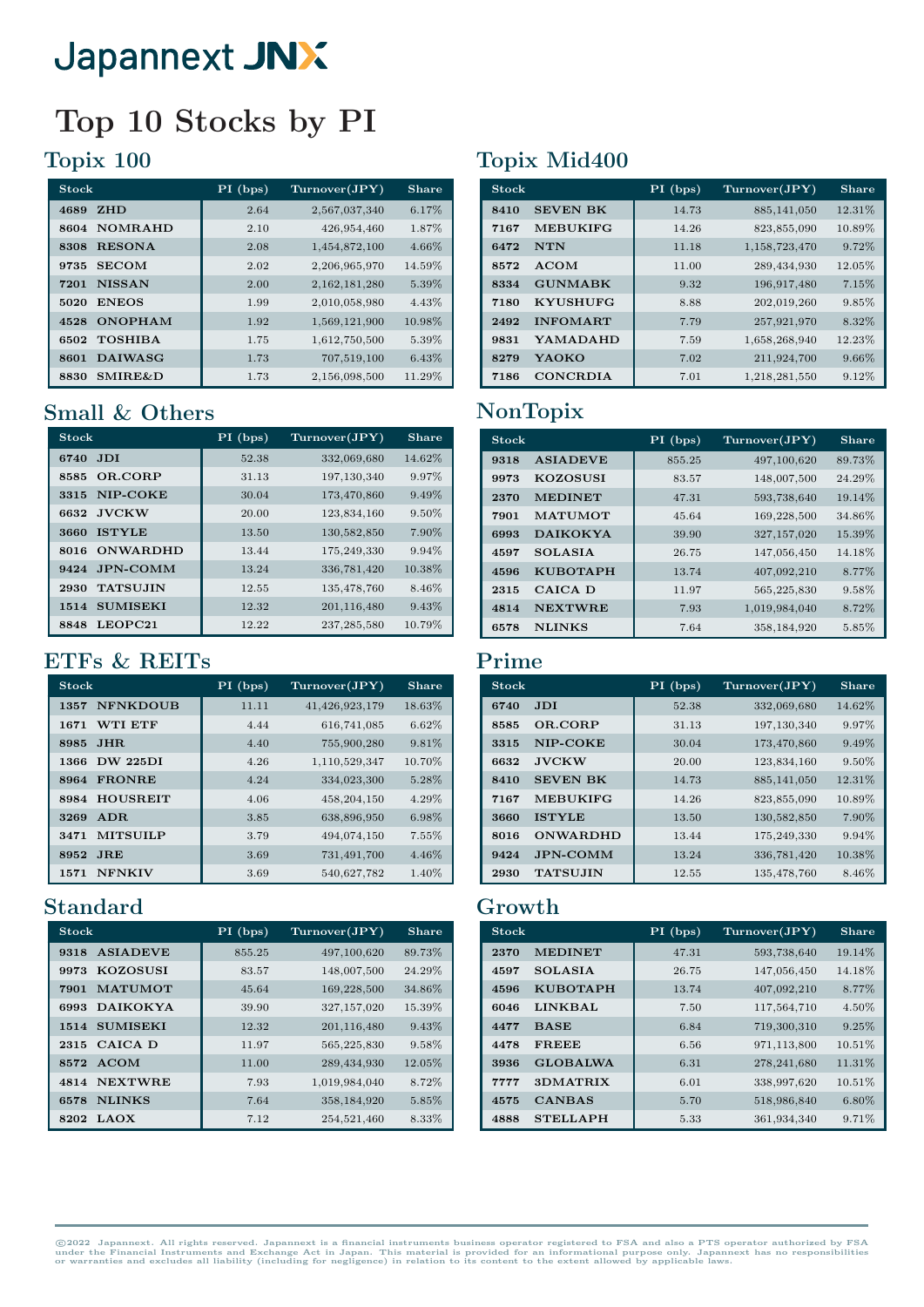# Japannext JNX

# Top 10 Stocks by PI

## Topix 100

| Stock | PI (bps) | Turnover(JPY) | Share |
|---|---|---|---|
| 4689 ZHD | 2.64 | 2,567,037,340 | 6.17% |
| 8604 NOMRAHD | 2.10 | 426,954,460 | 1.87% |
| 8308 RESONA | 2.08 | 1,454,872,100 | 4.66% |
| 9735 SECOM | 2.02 | 2,206,965,970 | 14.59% |
| 7201 NISSAN | 2.00 | 2,162,181,280 | 5.39% |
| 5020 ENEOS | 1.99 | 2,010,058,980 | 4.43% |
| 4528 ONOPHAM | 1.92 | 1,569,121,900 | 10.98% |
| 6502 TOSHIBA | 1.75 | 1,612,750,500 | 5.39% |
| 8601 DAIWASG | 1.73 | 707,519,100 | 6.43% |
| 8830 SMIRE&D | 1.73 | 2,156,098,500 | 11.29% |

## Topix Mid400

| Stock | PI (bps) | Turnover(JPY) | Share |
|---|---|---|---|
| 8410 SEVEN BK | 14.73 | 885,141,050 | 12.31% |
| 7167 MEBUKIFG | 14.26 | 823,855,090 | 10.89% |
| 6472 NTN | 11.18 | 1,158,723,470 | 9.72% |
| 8572 ACOM | 11.00 | 289,434,930 | 12.05% |
| 8334 GUNMABK | 9.32 | 196,917,480 | 7.15% |
| 7180 KYUSHUFG | 8.88 | 202,019,260 | 9.85% |
| 2492 INFOMART | 7.79 | 257,921,970 | 8.32% |
| 9831 YAMADAHD | 7.59 | 1,658,268,940 | 12.23% |
| 8279 YAOKO | 7.02 | 211,924,700 | 9.66% |
| 7186 CONCRDIA | 7.01 | 1,218,281,550 | 9.12% |

## Small & Others

| Stock | PI (bps) | Turnover(JPY) | Share |
|---|---|---|---|
| 6740 JDI | 52.38 | 332,069,680 | 14.62% |
| 8585 OR.CORP | 31.13 | 197,130,340 | 9.97% |
| 3315 NIP-COKE | 30.04 | 173,470,860 | 9.49% |
| 6632 JVCKW | 20.00 | 123,834,160 | 9.50% |
| 3660 ISTYLE | 13.50 | 130,582,850 | 7.90% |
| 8016 ONWARDHD | 13.44 | 175,249,330 | 9.94% |
| 9424 JPN-COMM | 13.24 | 336,781,420 | 10.38% |
| 2930 TATSUJIN | 12.55 | 135,478,760 | 8.46% |
| 1514 SUMISEKI | 12.32 | 201,116,480 | 9.43% |
| 8848 LEOPC21 | 12.22 | 237,285,580 | 10.79% |

## NonTopix

| Stock | PI (bps) | Turnover(JPY) | Share |
|---|---|---|---|
| 9318 ASIADEVE | 855.25 | 497,100,620 | 89.73% |
| 9973 KOZOSUSI | 83.57 | 148,007,500 | 24.29% |
| 2370 MEDINET | 47.31 | 593,738,640 | 19.14% |
| 7901 MATUMOT | 45.64 | 169,228,500 | 34.86% |
| 6993 DAIKOKYA | 39.90 | 327,157,020 | 15.39% |
| 4597 SOLASIA | 26.75 | 147,056,450 | 14.18% |
| 4596 KUBOTAPH | 13.74 | 407,092,210 | 8.77% |
| 2315 CAICA D | 11.97 | 565,225,830 | 9.58% |
| 4814 NEXTWRE | 7.93 | 1,019,984,040 | 8.72% |
| 6578 NLINKS | 7.64 | 358,184,920 | 5.85% |

## ETFs & REITs

| Stock | PI (bps) | Turnover(JPY) | Share |
|---|---|---|---|
| 1357 NFNKDOUB | 11.11 | 41,426,923,179 | 18.63% |
| 1671 WTI ETF | 4.44 | 616,741,085 | 6.62% |
| 8985 JHR | 4.40 | 755,900,280 | 9.81% |
| 1366 DW 225DI | 4.26 | 1,110,529,347 | 10.70% |
| 8964 FRONRE | 4.24 | 334,023,300 | 5.28% |
| 8984 HOUSREIT | 4.06 | 458,204,150 | 4.29% |
| 3269 ADR | 3.85 | 638,896,950 | 6.98% |
| 3471 MITSUILP | 3.79 | 494,074,150 | 7.55% |
| 8952 JRE | 3.69 | 731,491,700 | 4.46% |
| 1571 NFNKIV | 3.69 | 540,627,782 | 1.40% |

## Prime

| Stock | PI (bps) | Turnover(JPY) | Share |
|---|---|---|---|
| 6740 JDI | 52.38 | 332,069,680 | 14.62% |
| 8585 OR.CORP | 31.13 | 197,130,340 | 9.97% |
| 3315 NIP-COKE | 30.04 | 173,470,860 | 9.49% |
| 6632 JVCKW | 20.00 | 123,834,160 | 9.50% |
| 8410 SEVEN BK | 14.73 | 885,141,050 | 12.31% |
| 7167 MEBUKIFG | 14.26 | 823,855,090 | 10.89% |
| 3660 ISTYLE | 13.50 | 130,582,850 | 7.90% |
| 8016 ONWARDHD | 13.44 | 175,249,330 | 9.94% |
| 9424 JPN-COMM | 13.24 | 336,781,420 | 10.38% |
| 2930 TATSUJIN | 12.55 | 135,478,760 | 8.46% |

## Standard

| Stock | PI (bps) | Turnover(JPY) | Share |
|---|---|---|---|
| 9318 ASIADEVE | 855.25 | 497,100,620 | 89.73% |
| 9973 KOZOSUSI | 83.57 | 148,007,500 | 24.29% |
| 7901 MATUMOT | 45.64 | 169,228,500 | 34.86% |
| 6993 DAIKOKYA | 39.90 | 327,157,020 | 15.39% |
| 1514 SUMISEKI | 12.32 | 201,116,480 | 9.43% |
| 2315 CAICA D | 11.97 | 565,225,830 | 9.58% |
| 8572 ACOM | 11.00 | 289,434,930 | 12.05% |
| 4814 NEXTWRE | 7.93 | 1,019,984,040 | 8.72% |
| 6578 NLINKS | 7.64 | 358,184,920 | 5.85% |
| 8202 LAOX | 7.12 | 254,521,460 | 8.33% |

## Growth

| Stock | PI (bps) | Turnover(JPY) | Share |
|---|---|---|---|
| 2370 MEDINET | 47.31 | 593,738,640 | 19.14% |
| 4597 SOLASIA | 26.75 | 147,056,450 | 14.18% |
| 4596 KUBOTAPH | 13.74 | 407,092,210 | 8.77% |
| 6046 LINKBAL | 7.50 | 117,564,710 | 4.50% |
| 4477 BASE | 6.84 | 719,300,310 | 9.25% |
| 4478 FREEE | 6.56 | 971,113,800 | 10.51% |
| 3936 GLOBALWA | 6.31 | 278,241,680 | 11.31% |
| 7777 3DMATRIX | 6.01 | 338,997,620 | 10.51% |
| 4575 CANBAS | 5.70 | 518,986,840 | 6.80% |
| 4888 STELLAPH | 5.33 | 361,934,340 | 9.71% |

©2022 Japannext. All rights reserved. Japannext is a financial instruments business operator registered to FSA and also a PTS operator authorized by FSA under the Financial Instruments and Exchange Act in Japan. This material is provided for an informational purpose only. Japannext has no responsibilities or warranties and excludes all liability (including for negligence) in relation to its content to the extent allowed by applicable laws.